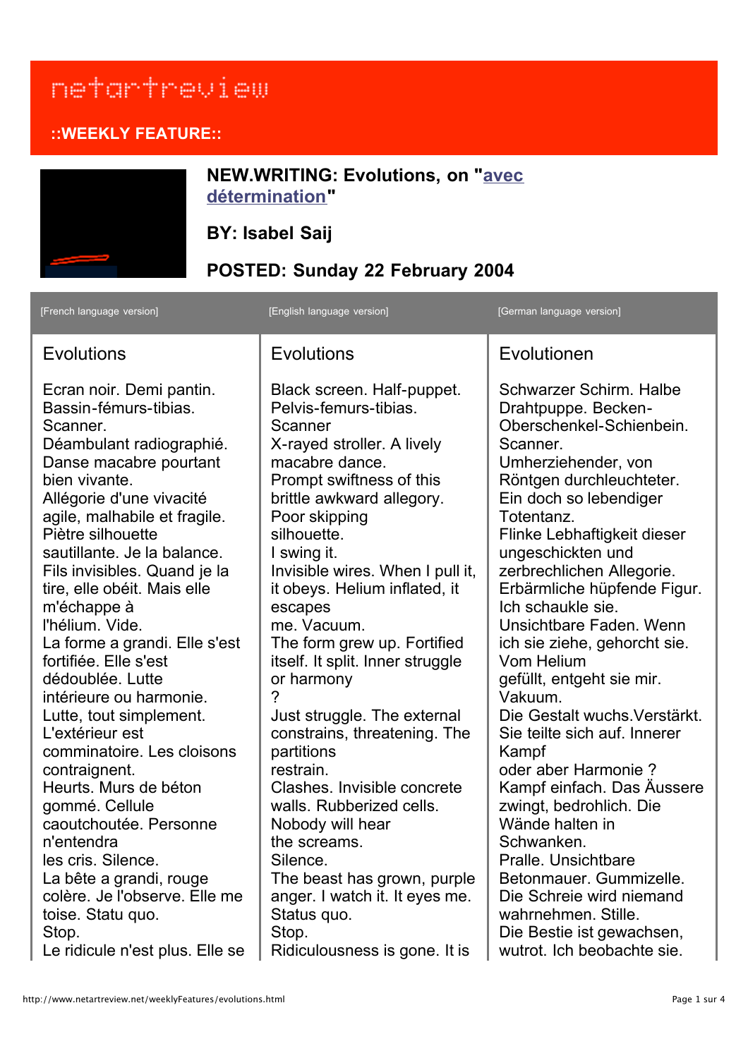netartreview

**::WEEKLY FEATURE::**

## NEW.WRITING: Evolutions, on "avec détermination"

**BY: Isabel Saij**

**POSTED: Sunday 22 February 2004**

[French language version]

### Evolutions

Ecran noir. Demi pantin.
Bassin-fémurs-tibias.
Scanner.
Déambulant radiographié.
Danse macabre pourtant bien vivante.
Allégorie d'une vivacité agile, malhabile et fragile.
Piètre silhouette sautillante. Je la balance.
Fils invisibles. Quand je la tire, elle obéit. Mais elle m'échappe à l'hélium. Vide.
La forme a grandi. Elle s'est fortifiée. Elle s'est dédoublée. Lutte intérieure ou harmonie.
Lutte, tout simplement.
L'extérieur est comminatoire. Les cloisons contraignent.
Heurts. Murs de béton gommé. Cellule caoutchoutée. Personne n'entendra les cris. Silence.
La bête a grandi, rouge colère. Je l'observe. Elle me toise. Statu quo.
Stop.
Le ridicule n'est plus. Elle se

[English language version]

### Evolutions

Black screen. Half-puppet.
Pelvis-femurs-tibias.
Scanner
X-rayed stroller. A lively macabre dance.
Prompt swiftness of this brittle awkward allegory.
Poor skipping silhouette.
I swing it.
Invisible wires. When I pull it, it obeys. Helium inflated, it escapes me. Vacuum.
The form grew up. Fortified itself. It split. Inner struggle or harmony ?
Just struggle. The external constrains, threatening. The partitions restrain.
Clashes. Invisible concrete walls. Rubberized cells.
Nobody will hear the screams.
Silence.
The beast has grown, purple anger. I watch it. It eyes me.
Status quo.
Stop.
Ridiculousness is gone. It is

[German language version]

### Evolutionen

Schwarzer Schirm. Halbe Drahtpuppe. Becken-Oberschenkel-Schienbein.
Scanner.
Umherziehender, von Röntgen durchleuchteter.
Ein doch so lebendiger Totentanz.
Flinke Lebhaftigkeit dieser ungeschickten und zerbrechlichen Allegorie.
Erbärmliche hüpfende Figur.
Ich schaukle sie.
Unsichtbare Faden. Wenn ich sie ziehe, gehorcht sie. Vom Helium gefüllt, entgeht sie mir.
Vakuum.
Die Gestalt wuchs.Verstärkt. Sie teilte sich auf. Innerer Kampf oder aber Harmonie ?
Kampf einfach. Das Äussere zwingt, bedrohlich. Die Wände halten in Schwanken.
Pralle. Unsichtbare Betonmauer. Gummizelle.
Die Schreie wird niemand wahrnehmen. Stille.
Die Bestie ist gewachsen, wutrot. Ich beobachte sie.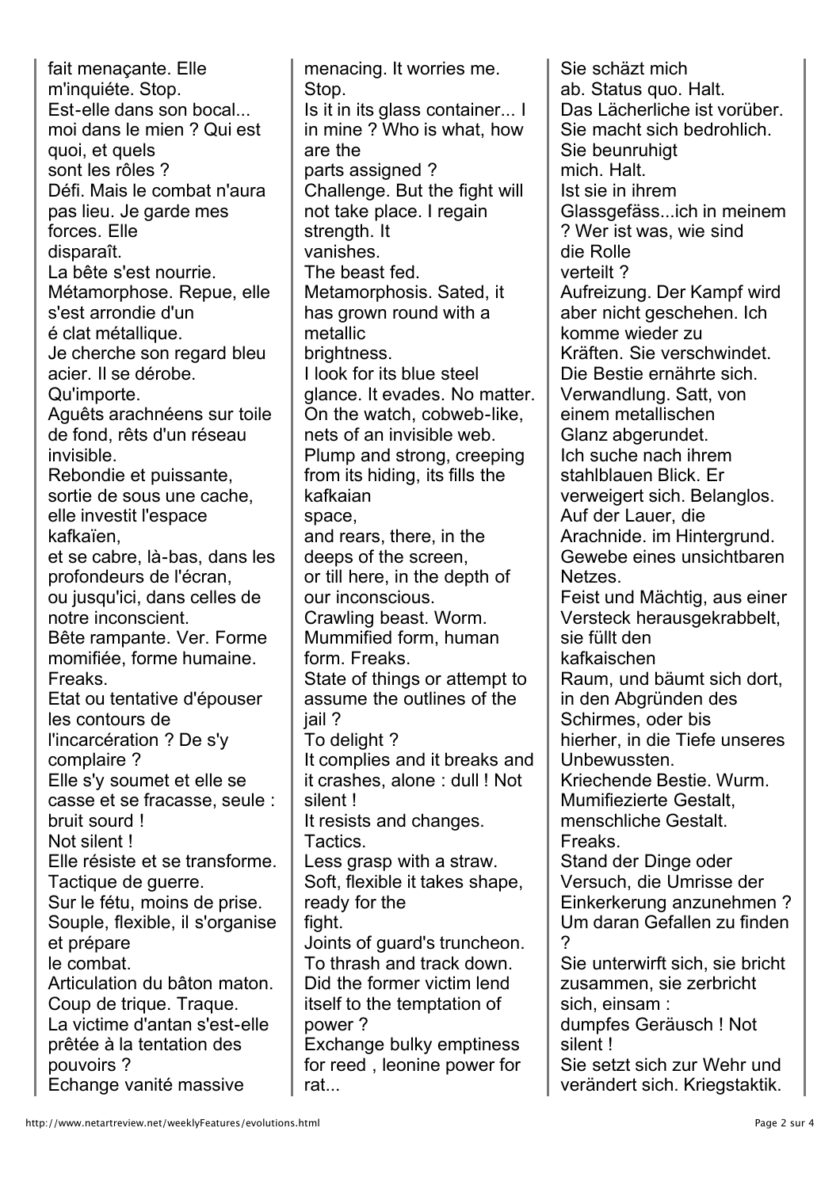fait menaçante. Elle
m'inquiéte. Stop.
Est-elle dans son bocal...
moi dans le mien ? Qui est
quoi, et quels
sont les rôles ?
Défi. Mais le combat n'aura
pas lieu. Je garde mes
forces. Elle
disparaît.
La bête s'est nourrie.
Métamorphose. Repue, elle
s'est arrondie d'un
é clat métallique.
Je cherche son regard bleu
acier. Il se dérobe.
Qu'importe.
Aguêts arachnéens sur toile
de fond, rêts d'un réseau
invisible.
Rebondie et puissante,
sortie de sous une cache,
elle investit l'espace
kafkaïen,
et se cabre, là-bas, dans les
profondeurs de l'écran,
ou jusqu'ici, dans celles de
notre inconscient.
Bête rampante. Ver. Forme
momifiée, forme humaine.
Freaks.
Etat ou tentative d'épouser
les contours de
l'incarcération ? De s'y
complaire ?
Elle s'y soumet et elle se
casse et se fracasse, seule :
bruit sourd !
Not silent !
Elle résiste et se transforme.
Tactique de guerre.
Sur le fétu, moins de prise.
Souple, flexible, il s'organise
et prépare
le combat.
Articulation du bâton maton.
Coup de trique. Traque.
La victime d'antan s'est-elle
prêtée à la tentation des
pouvoirs ?
Echange vanité massive

menacing. It worries me.
Stop.
Is it in its glass container... I
in mine ? Who is what, how
are the
parts assigned ?
Challenge. But the fight will
not take place. I regain
strength. It
vanishes.
The beast fed.
Metamorphosis. Sated, it
has grown round with a
metallic
brightness.
I look for its blue steel
glance. It evades. No matter.
On the watch, cobweb-like,
nets of an invisible web.
Plump and strong, creeping
from its hiding, its fills the
kafkaian
space,
and rears, there, in the
deeps of the screen,
or till here, in the depth of
our inconscious.
Crawling beast. Worm.
Mummified form, human
form. Freaks.
State of things or attempt to
assume the outlines of the
jail ?
To delight ?
It complies and it breaks and
it crashes, alone : dull ! Not
silent !
It resists and changes.
Tactics.
Less grasp with a straw.
Soft, flexible it takes shape,
ready for the
fight.
Joints of guard's truncheon.
To thrash and track down.
Did the former victim lend
itself to the temptation of
power ?
Exchange bulky emptiness
for reed , leonine power for
rat...

Sie schätzt mich
ab. Status quo. Halt.
Das Lächerliche ist vorüber.
Sie macht sich bedrohlich.
Sie beunruhigt
mich. Halt.
Ist sie in ihrem
Glassgefäss...ich in meinem
? Wer ist was, wie sind
die Rolle
verteilt ?
Aufreizung. Der Kampf wird
aber nicht geschehen. Ich
komme wieder zu
Kräften. Sie verschwindet.
Die Bestie ernährte sich.
Verwandlung. Satt, von
einem metallischen
Glanz abgerundet.
Ich suche nach ihrem
stahlblauen Blick. Er
verweigert sich. Belanglos.
Auf der Lauer, die
Arachnide. im Hintergrund.
Gewebe eines unsichtbaren
Netzes.
Feist und Mächtig, aus einer
Versteck herausgekrabbelt,
sie füllt den
kafkaischen
Raum, und bäumt sich dort,
in den Abgründen des
Schirmes, oder bis
hierher, in die Tiefe unseres
Unbewussten.
Kriechende Bestie. Wurm.
Mumifiezierte Gestalt,
menschliche Gestalt.
Freaks.
Stand der Dinge oder
Versuch, die Umrisse der
Einkerkerung anzunehmen ?
Um daran Gefallen zu finden
?
Sie unterwirft sich, sie bricht
zusammen, sie zerbricht
sich, einsam :
dumpfes Geräusch ! Not
silent !
Sie setzt sich zur Wehr und
verändert sich. Kriegstaktik.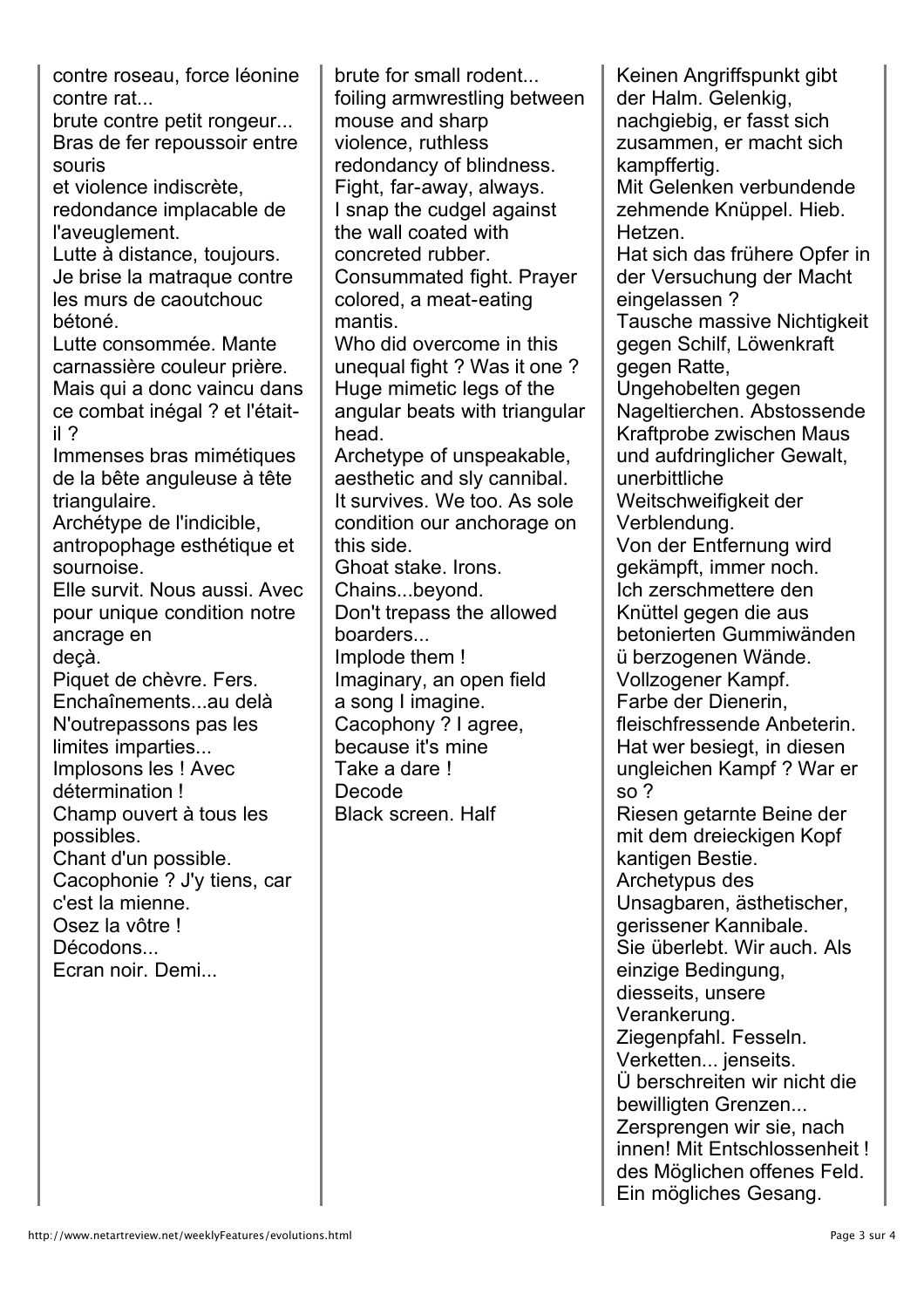contre roseau, force léonine contre rat...
brute contre petit rongeur...
Bras de fer repoussoir entre souris
et violence indiscrète, redondance implacable de l'aveuglement.
Lutte à distance, toujours.
Je brise la matraque contre les murs de caoutchouc bétoné.
Lutte consommée. Mante carnassière couleur prière.
Mais qui a donc vaincu dans ce combat inégal ? et l'était-il ?
Immenses bras mimétiques de la bête anguleuse à tête triangulaire.
Archétype de l'indicible, antropophage esthétique et sournoise.
Elle survit. Nous aussi. Avec pour unique condition notre ancrage en
deçà.
Piquet de chèvre. Fers.
Enchaînements...au delà
N'outrepassons pas les limites imparties...
Implosons les ! Avec détermination !
Champ ouvert à tous les possibles.
Chant d'un possible.
Cacophonie ? J'y tiens, car c'est la mienne.
Osez la vôtre !
Décodons...
Ecran noir. Demi...

brute for small rodent...
foiling armwrestling between mouse and sharp violence, ruthless redondancy of blindness.
Fight, far-away, always.
I snap the cudgel against the wall coated with concreted rubber.
Consummated fight. Prayer colored, a meat-eating mantis.
Who did overcome in this unequal fight ? Was it one ?
Huge mimetic legs of the angular beats with triangular head.
Archetype of unspeakable, aesthetic and sly cannibal.
It survives. We too. As sole condition our anchorage on this side.
Ghoat stake. Irons.
Chains...beyond.
Don't trepass the allowed boarders...
Implode them !
Imaginary, an open field
a song I imagine.
Cacophony ? I agree, because it's mine
Take a dare !
Decode
Black screen. Half

Keinen Angriffspunkt gibt der Halm. Gelenkig, nachgiebig, er fasst sich zusammen, er macht sich kampffertig.
Mit Gelenken verbundende zehmende Knüppel. Hieb. Hetzen.
Hat sich das frühere Opfer in der Versuchung der Macht eingelassen ?
Tausche massive Nichtigkeit gegen Schilf, Löwenkraft gegen Ratte,
Ungehobelten gegen Nageltierchen. Abstossende Kraftprobe zwischen Maus und aufdringlicher Gewalt, unerbittliche Weitschweifigkeit der Verblendung.
Von der Entfernung wird gekämpft, immer noch.
Ich zerschmettere den Knüttel gegen die aus betonierten Gummiwänden ü berzogenen Wände.
Vollzogener Kampf.
Farbe der Dienerin, fleischfressende Anbeterin.
Hat wer besiegt, in diesen ungleichen Kampf ? War er so ?
Riesen getarnte Beine der mit dem dreieckigen Kopf kantigen Bestie.
Archetypus des Unsagbaren, ästhetischer, gerissener Kannibale.
Sie überlebt. Wir auch. Als einzige Bedingung, diesseits, unsere Verankerung.
Ziegenpfahl. Fesseln.
Verketten... jenseits.
Ü berschreiten wir nicht die bewilligten Grenzen...
Zersprengen wir sie, nach innen! Mit Entschlossenheit !
des Möglichen offenes Feld.
Ein mögliches Gesang.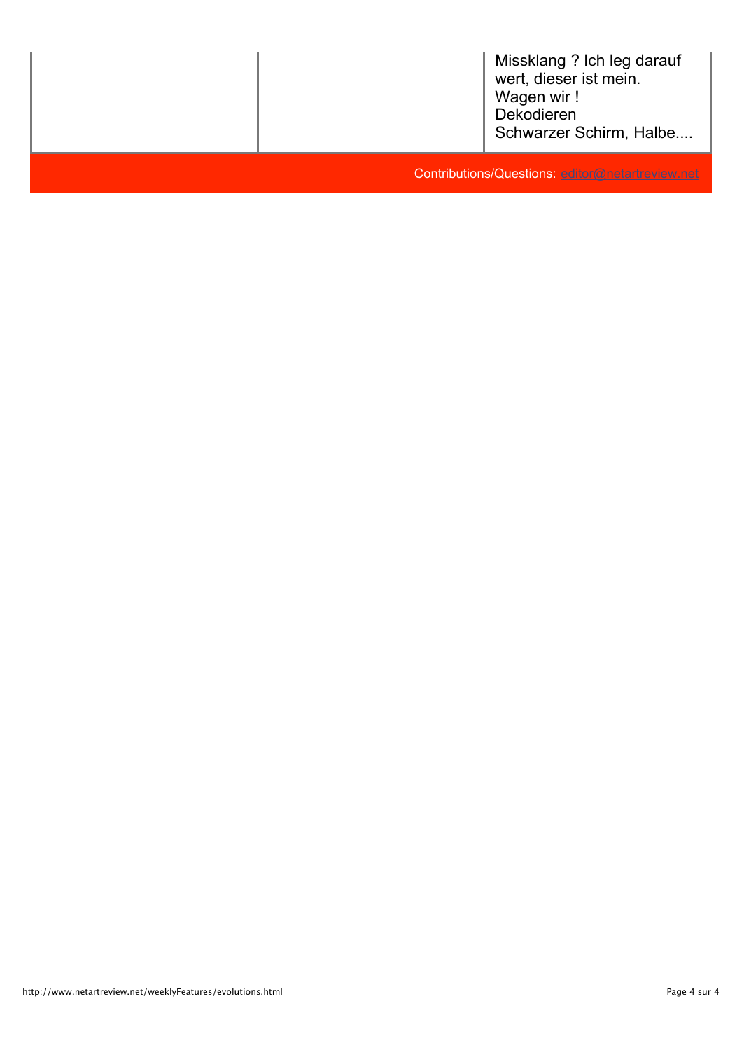| | | |
|---|---|---|
| | | Missklang ? Ich leg darauf wert, dieser ist mein.<br>Wagen wir !<br>Dekodieren<br>Schwarzer Schirm, Halbe.... |

Contributions/Questions: editor@netartreview.net